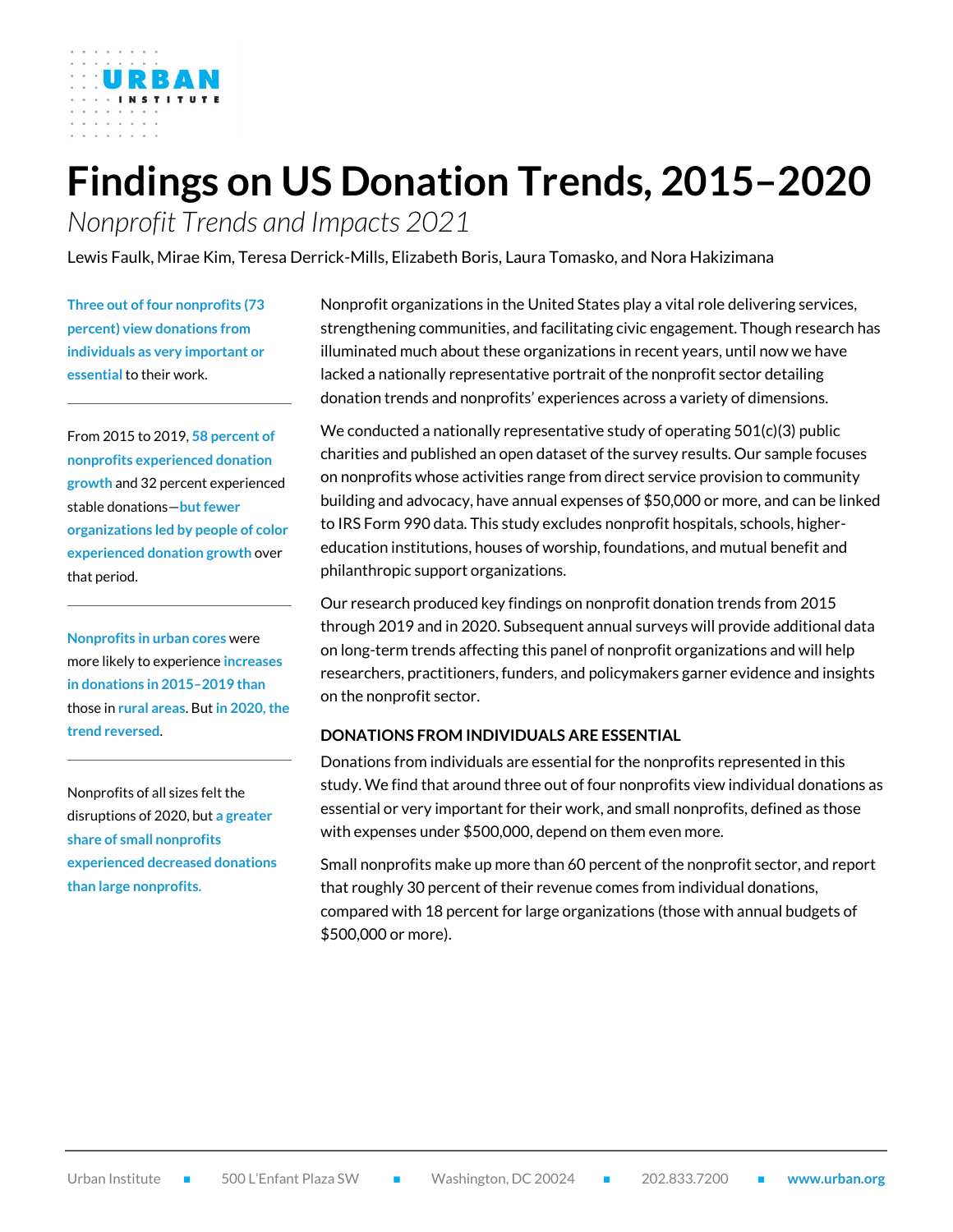# Findings on US Donation Trends, 2015–2020

*Nonprofit Trends and Impacts 2021*

Lewis Faulk, Mirae Kim, Teresa Derrick-Mills, Elizabeth Boris, Laura Tomasko, and Nora Hakizimana

**Three out of four nonprofits (73 percent) view donations from individuals as very important or essential** to their work.

From 2015 to 2019, **58 percent of nonprofits experienced donation growth** and 32 percent experienced stable donations—**but fewer organizations led by people of color experienced donation growth** over that period.

**Nonprofits in urban cores** were more likely to experience **increases in donations in 2015–2019 than** those in **rural areas**. But **in 2020, the trend reversed**.

Nonprofits of all sizes felt the disruptions of 2020, but **a greater share of small nonprofits experienced decreased donations than large nonprofits.**

Nonprofit organizations in the United States play a vital role delivering services, strengthening communities, and facilitating civic engagement. Though research has illuminated much about these organizations in recent years, until now we have lacked a nationally representative portrait of the nonprofit sector detailing donation trends and nonprofits' experiences across a variety of dimensions.

We conducted a nationally representative study of operating 501(c)(3) public charities and published an open dataset of the survey results. Our sample focuses on nonprofits whose activities range from direct service provision to community building and advocacy, have annual expenses of $50,000 or more, and can be linked to IRS Form 990 data. This study excludes nonprofit hospitals, schools, higher-education institutions, houses of worship, foundations, and mutual benefit and philanthropic support organizations.

Our research produced key findings on nonprofit donation trends from 2015 through 2019 and in 2020. Subsequent annual surveys will provide additional data on long-term trends affecting this panel of nonprofit organizations and will help researchers, practitioners, funders, and policymakers garner evidence and insights on the nonprofit sector.

## DONATIONS FROM INDIVIDUALS ARE ESSENTIAL

Donations from individuals are essential for the nonprofits represented in this study. We find that around three out of four nonprofits view individual donations as essential or very important for their work, and small nonprofits, defined as those with expenses under $500,000, depend on them even more.

Small nonprofits make up more than 60 percent of the nonprofit sector, and report that roughly 30 percent of their revenue comes from individual donations, compared with 18 percent for large organizations (those with annual budgets of $500,000 or more).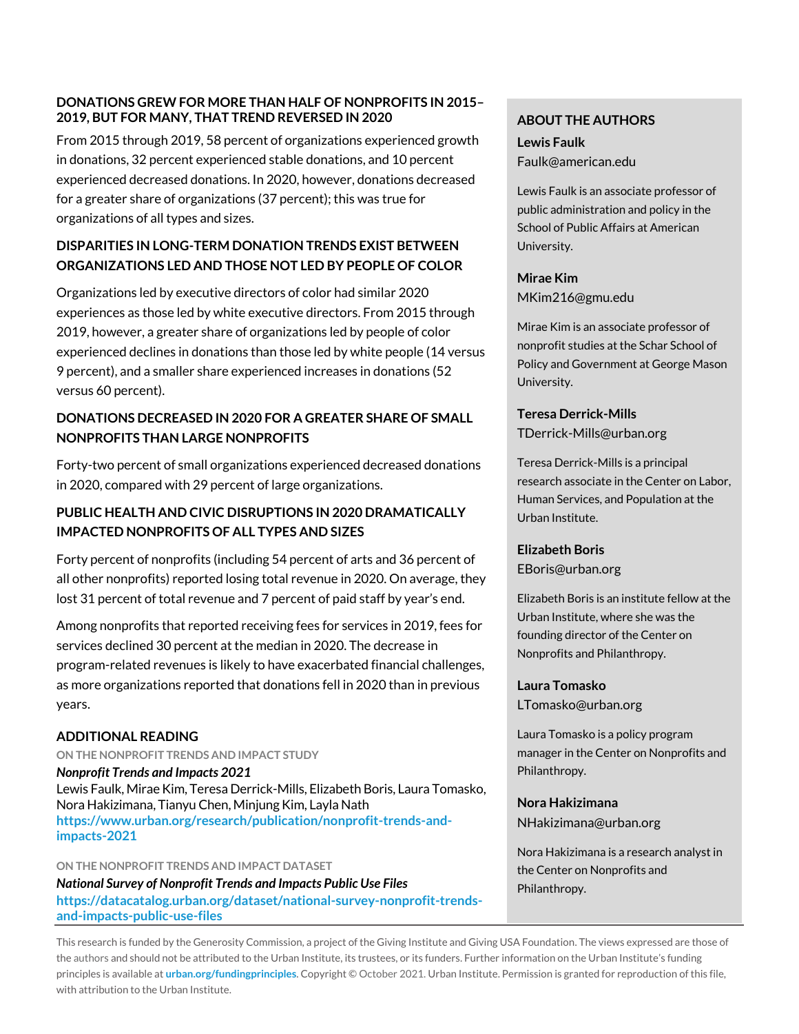### DONATIONS GREW FOR MORE THAN HALF OF NONPROFITS IN 2015–2019, BUT FOR MANY, THAT TREND REVERSED IN 2020

From 2015 through 2019, 58 percent of organizations experienced growth in donations, 32 percent experienced stable donations, and 10 percent experienced decreased donations. In 2020, however, donations decreased for a greater share of organizations (37 percent); this was true for organizations of all types and sizes.

### DISPARITIES IN LONG-TERM DONATION TRENDS EXIST BETWEEN ORGANIZATIONS LED AND THOSE NOT LED BY PEOPLE OF COLOR

Organizations led by executive directors of color had similar 2020 experiences as those led by white executive directors. From 2015 through 2019, however, a greater share of organizations led by people of color experienced declines in donations than those led by white people (14 versus 9 percent), and a smaller share experienced increases in donations (52 versus 60 percent).

### DONATIONS DECREASED IN 2020 FOR A GREATER SHARE OF SMALL NONPROFITS THAN LARGE NONPROFITS

Forty-two percent of small organizations experienced decreased donations in 2020, compared with 29 percent of large organizations.

### PUBLIC HEALTH AND CIVIC DISRUPTIONS IN 2020 DRAMATICALLY IMPACTED NONPROFITS OF ALL TYPES AND SIZES

Forty percent of nonprofits (including 54 percent of arts and 36 percent of all other nonprofits) reported losing total revenue in 2020. On average, they lost 31 percent of total revenue and 7 percent of paid staff by year's end.

Among nonprofits that reported receiving fees for services in 2019, fees for services declined 30 percent at the median in 2020. The decrease in program-related revenues is likely to have exacerbated financial challenges, as more organizations reported that donations fell in 2020 than in previous years.

### ADDITIONAL READING

ON THE NONPROFIT TRENDS AND IMPACT STUDY

***Nonprofit Trends and Impacts 2021***
Lewis Faulk, Mirae Kim, Teresa Derrick-Mills, Elizabeth Boris, Laura Tomasko, Nora Hakizimana, Tianyu Chen, Minjung Kim, Layla Nath
https://www.urban.org/research/publication/nonprofit-trends-and-impacts-2021

ON THE NONPROFIT TRENDS AND IMPACT DATASET

***National Survey of Nonprofit Trends and Impacts Public Use Files***
https://datacatalog.urban.org/dataset/national-survey-nonprofit-trends-and-impacts-public-use-files

### ABOUT THE AUTHORS

**Lewis Faulk**
Faulk@american.edu

Lewis Faulk is an associate professor of public administration and policy in the School of Public Affairs at American University.

**Mirae Kim**
MKim216@gmu.edu

Mirae Kim is an associate professor of nonprofit studies at the Schar School of Policy and Government at George Mason University.

**Teresa Derrick-Mills**
TDerrick-Mills@urban.org

Teresa Derrick-Mills is a principal research associate in the Center on Labor, Human Services, and Population at the Urban Institute.

**Elizabeth Boris**
EBoris@urban.org

Elizabeth Boris is an institute fellow at the Urban Institute, where she was the founding director of the Center on Nonprofits and Philanthropy.

**Laura Tomasko**
LTomasko@urban.org

Laura Tomasko is a policy program manager in the Center on Nonprofits and Philanthropy.

**Nora Hakizimana**
NHakizimana@urban.org

Nora Hakizimana is a research analyst in the Center on Nonprofits and Philanthropy.

This research is funded by the Generosity Commission, a project of the Giving Institute and Giving USA Foundation. The views expressed are those of the authors and should not be attributed to the Urban Institute, its trustees, or its funders. Further information on the Urban Institute's funding principles is available at urban.org/fundingprinciples. Copyright © October 2021. Urban Institute. Permission is granted for reproduction of this file, with attribution to the Urban Institute.